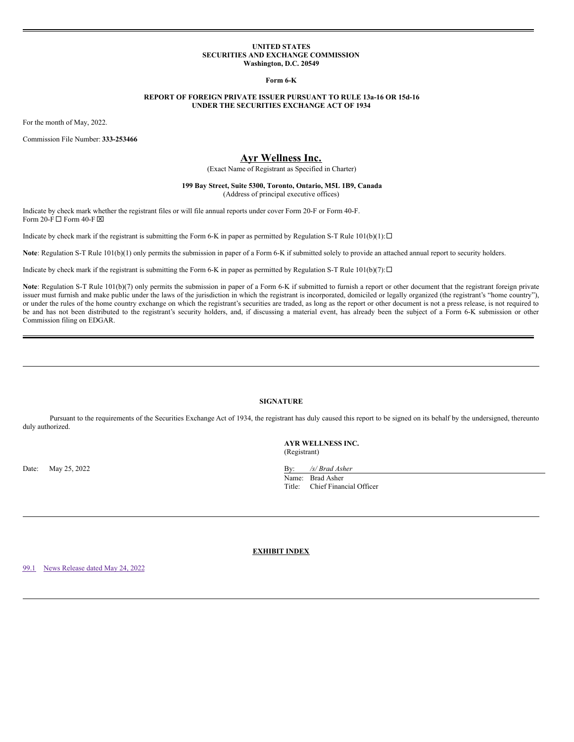**UNITED STATES**
**SECURITIES AND EXCHANGE COMMISSION**
**Washington, D.C. 20549**

**Form 6-K**

**REPORT OF FOREIGN PRIVATE ISSUER PURSUANT TO RULE 13a-16 OR 15d-16**
**UNDER THE SECURITIES EXCHANGE ACT OF 1934**

For the month of May, 2022.

Commission File Number: **333-253466**

# Ayr Wellness Inc.

(Exact Name of Registrant as Specified in Charter)

**199 Bay Street, Suite 5300, Toronto, Ontario, M5L 1B9, Canada**
(Address of principal executive offices)

Indicate by check mark whether the registrant files or will file annual reports under cover Form 20-F or Form 40-F.
Form 20-F ☐ Form 40-F ☒

Indicate by check mark if the registrant is submitting the Form 6-K in paper as permitted by Regulation S-T Rule 101(b)(1): ☐

**Note**: Regulation S-T Rule 101(b)(1) only permits the submission in paper of a Form 6-K if submitted solely to provide an attached annual report to security holders.

Indicate by check mark if the registrant is submitting the Form 6-K in paper as permitted by Regulation S-T Rule 101(b)(7): ☐

**Note**: Regulation S-T Rule 101(b)(7) only permits the submission in paper of a Form 6-K if submitted to furnish a report or other document that the registrant foreign private issuer must furnish and make public under the laws of the jurisdiction in which the registrant is incorporated, domiciled or legally organized (the registrant's "home country"), or under the rules of the home country exchange on which the registrant's securities are traded, as long as the report or other document is not a press release, is not required to be and has not been distributed to the registrant's security holders, and, if discussing a material event, has already been the subject of a Form 6-K submission or other Commission filing on EDGAR.

---

**SIGNATURE**

Pursuant to the requirements of the Securities Exchange Act of 1934, the registrant has duly caused this report to be signed on its behalf by the undersigned, thereunto duly authorized.

**AYR WELLNESS INC.**
(Registrant)

Date: May 25, 2022

By: */s/ Brad Asher*
Name: Brad Asher
Title: Chief Financial Officer

---

**EXHIBIT INDEX**

99.1 News Release dated May 24, 2022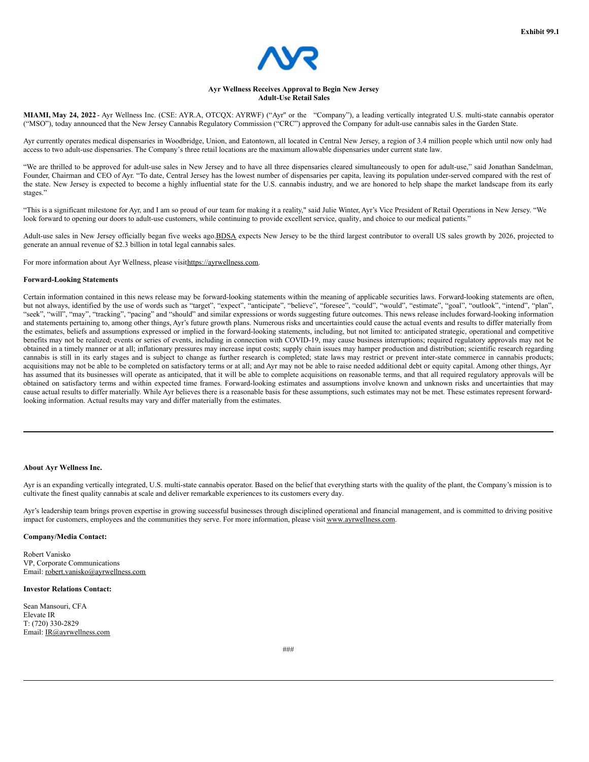Exhibit 99.1

**Ayr Wellness Receives Approval to Begin New Jersey Adult-Use Retail Sales**

**MIAMI, May 24, 2022** - Ayr Wellness Inc. (CSE: AYR.A, OTCQX: AYRWF) ("Ayr" or the "Company"), a leading vertically integrated U.S. multi-state cannabis operator ("MSO"), today announced that the New Jersey Cannabis Regulatory Commission ("CRC") approved the Company for adult-use cannabis sales in the Garden State.

Ayr currently operates medical dispensaries in Woodbridge, Union, and Eatontown, all located in Central New Jersey, a region of 3.4 million people which until now only had access to two adult-use dispensaries. The Company's three retail locations are the maximum allowable dispensaries under current state law.

"We are thrilled to be approved for adult-use sales in New Jersey and to have all three dispensaries cleared simultaneously to open for adult-use," said Jonathan Sandelman, Founder, Chairman and CEO of Ayr. "To date, Central Jersey has the lowest number of dispensaries per capita, leaving its population under-served compared with the rest of the state. New Jersey is expected to become a highly influential state for the U.S. cannabis industry, and we are honored to help shape the market landscape from its early stages."

"This is a significant milestone for Ayr, and I am so proud of our team for making it a reality," said Julie Winter, Ayr's Vice President of Retail Operations in New Jersey. "We look forward to opening our doors to adult-use customers, while continuing to provide excellent service, quality, and choice to our medical patients."

Adult-use sales in New Jersey officially began five weeks ago. BDSA expects New Jersey to be the third largest contributor to overall US sales growth by 2026, projected to generate an annual revenue of $2.3 billion in total legal cannabis sales.

For more information about Ayr Wellness, please visit https://ayrwellness.com.

**Forward-Looking Statements**

Certain information contained in this news release may be forward-looking statements within the meaning of applicable securities laws. Forward-looking statements are often, but not always, identified by the use of words such as "target", "expect", "anticipate", "believe", "foresee", "could", "would", "estimate", "goal", "outlook", "intend", "plan", "seek", "will", "may", "tracking", "pacing" and "should" and similar expressions or words suggesting future outcomes. This news release includes forward-looking information and statements pertaining to, among other things, Ayr's future growth plans. Numerous risks and uncertainties could cause the actual events and results to differ materially from the estimates, beliefs and assumptions expressed or implied in the forward-looking statements, including, but not limited to: anticipated strategic, operational and competitive benefits may not be realized; events or series of events, including in connection with COVID-19, may cause business interruptions; required regulatory approvals may not be obtained in a timely manner or at all; inflationary pressures may increase input costs; supply chain issues may hamper production and distribution; scientific research regarding cannabis is still in its early stages and is subject to change as further research is completed; state laws may restrict or prevent inter-state commerce in cannabis products; acquisitions may not be able to be completed on satisfactory terms or at all; and Ayr may not be able to raise needed additional debt or equity capital. Among other things, Ayr has assumed that its businesses will operate as anticipated, that it will be able to complete acquisitions on reasonable terms, and that all required regulatory approvals will be obtained on satisfactory terms and within expected time frames. Forward-looking estimates and assumptions involve known and unknown risks and uncertainties that may cause actual results to differ materially. While Ayr believes there is a reasonable basis for these assumptions, such estimates may not be met. These estimates represent forward-looking information. Actual results may vary and differ materially from the estimates.

---

**About Ayr Wellness Inc.**

Ayr is an expanding vertically integrated, U.S. multi-state cannabis operator. Based on the belief that everything starts with the quality of the plant, the Company's mission is to cultivate the finest quality cannabis at scale and deliver remarkable experiences to its customers every day.

Ayr's leadership team brings proven expertise in growing successful businesses through disciplined operational and financial management, and is committed to driving positive impact for customers, employees and the communities they serve. For more information, please visit www.ayrwellness.com.

**Company/Media Contact:**

Robert Vanisko
VP, Corporate Communications
Email: robert.vanisko@ayrwellness.com

**Investor Relations Contact:**

Sean Mansouri, CFA
Elevate IR
T: (720) 330-2829
Email: IR@ayrwellness.com

###